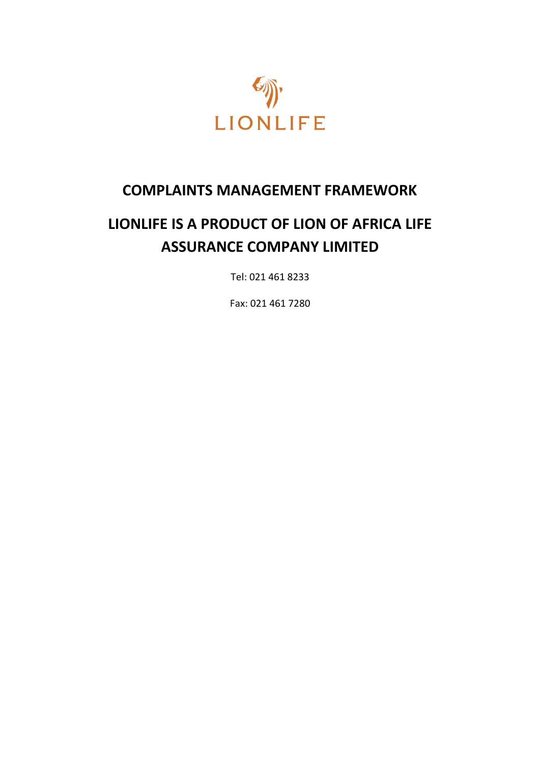LIONLIFE

# COMPLAINTS MANAGEMENT FRAMEWORK

# LIONLIFE IS A PRODUCT OF LION OF AFRICA LIFE ASSURANCE COMPANY LIMITED

Tel: 021 461 8233

Fax: 021 461 7280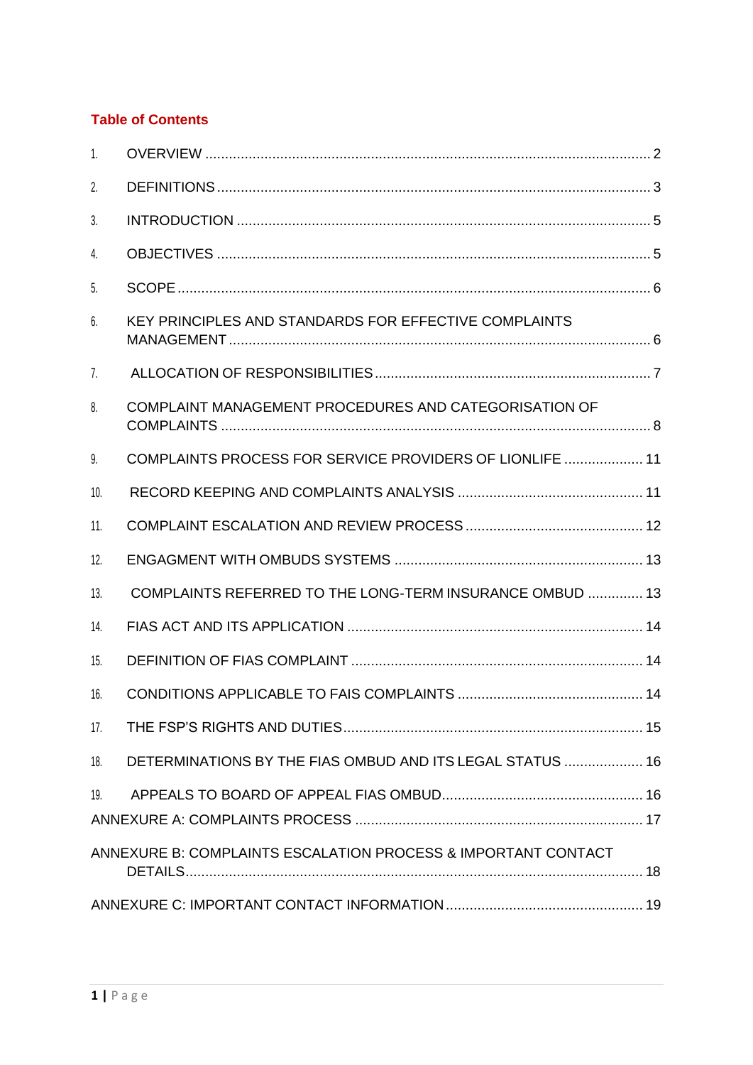## Table of Contents

1. OVERVIEW ..... 2
2. DEFINITIONS ..... 3
3. INTRODUCTION ..... 5
4. OBJECTIVES ..... 5
5. SCOPE ..... 6
6. KEY PRINCIPLES AND STANDARDS FOR EFFECTIVE COMPLAINTS MANAGEMENT ..... 6
7. ALLOCATION OF RESPONSIBILITIES ..... 7
8. COMPLAINT MANAGEMENT PROCEDURES AND CATEGORISATION OF COMPLAINTS ..... 8
9. COMPLAINTS PROCESS FOR SERVICE PROVIDERS OF LIONLIFE ..... 11
10. RECORD KEEPING AND COMPLAINTS ANALYSIS ..... 11
11. COMPLAINT ESCALATION AND REVIEW PROCESS ..... 12
12. ENGAGMENT WITH OMBUDS SYSTEMS ..... 13
13. COMPLAINTS REFERRED TO THE LONG-TERM INSURANCE OMBUD ..... 13
14. FIAS ACT AND ITS APPLICATION ..... 14
15. DEFINITION OF FIAS COMPLAINT ..... 14
16. CONDITIONS APPLICABLE TO FAIS COMPLAINTS ..... 14
17. THE FSP'S RIGHTS AND DUTIES ..... 15
18. DETERMINATIONS BY THE FIAS OMBUD AND ITS LEGAL STATUS ..... 16
19. APPEALS TO BOARD OF APPEAL FIAS OMBUD ..... 16

ANNEXURE A: COMPLAINTS PROCESS ..... 17

ANNEXURE B: COMPLAINTS ESCALATION PROCESS & IMPORTANT CONTACT DETAILS ..... 18

ANNEXURE C: IMPORTANT CONTACT INFORMATION ..... 19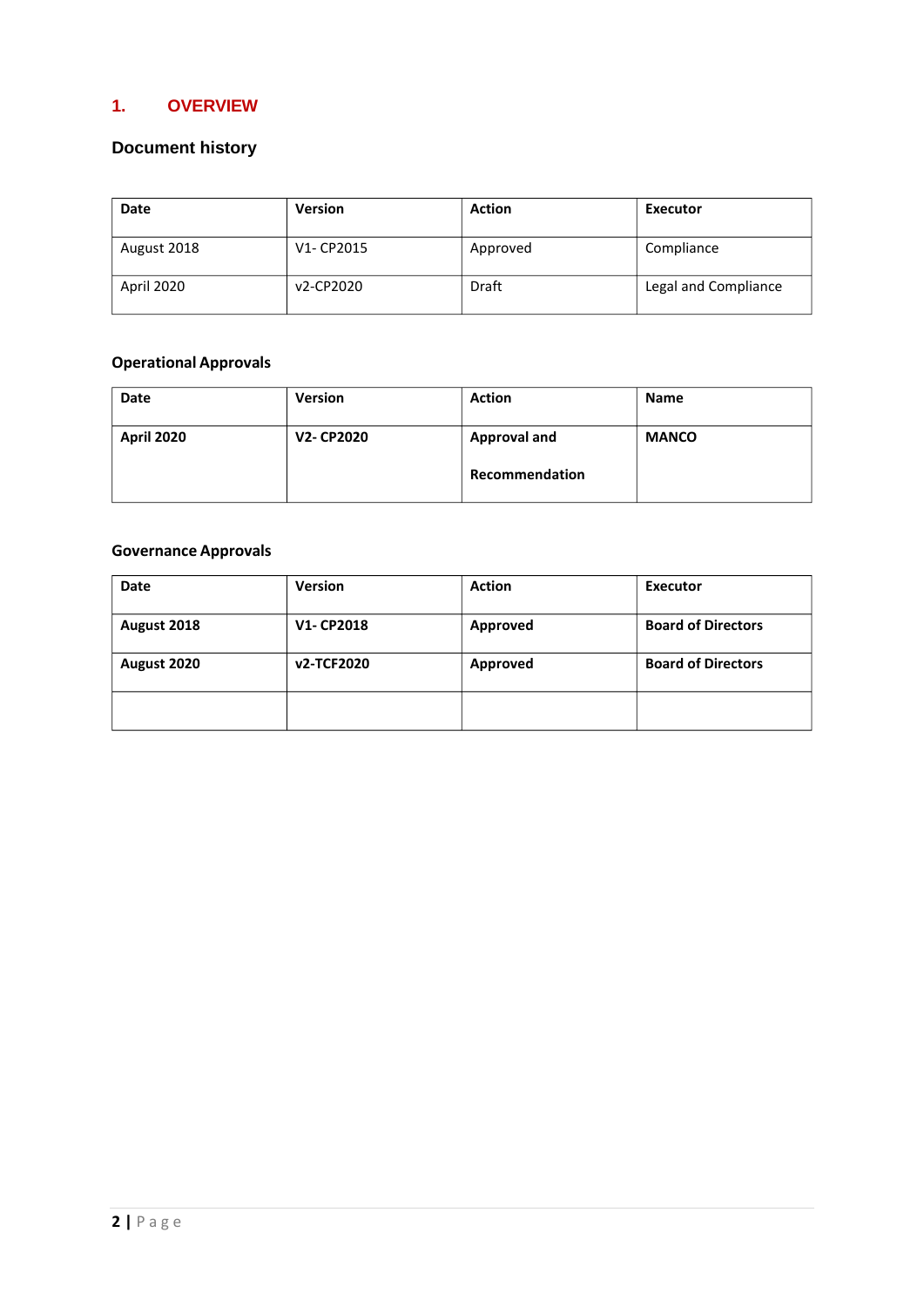# 1. OVERVIEW

## Document history

| Date | Version | Action | Executor |
|---|---|---|---|
| August 2018 | V1- CP2015 | Approved | Compliance |
| April 2020 | v2-CP2020 | Draft | Legal and Compliance |

## Operational Approvals

| Date | Version | Action | Name |
|---|---|---|---|
| **April 2020** | **V2- CP2020** | **Approval and Recommendation** | **MANCO** |

## Governance Approvals

| Date | Version | Action | Executor |
|---|---|---|---|
| **August 2018** | **V1- CP2018** | **Approved** | **Board of Directors** |
| **August 2020** | **v2-TCF2020** | **Approved** | **Board of Directors** |
| | | | |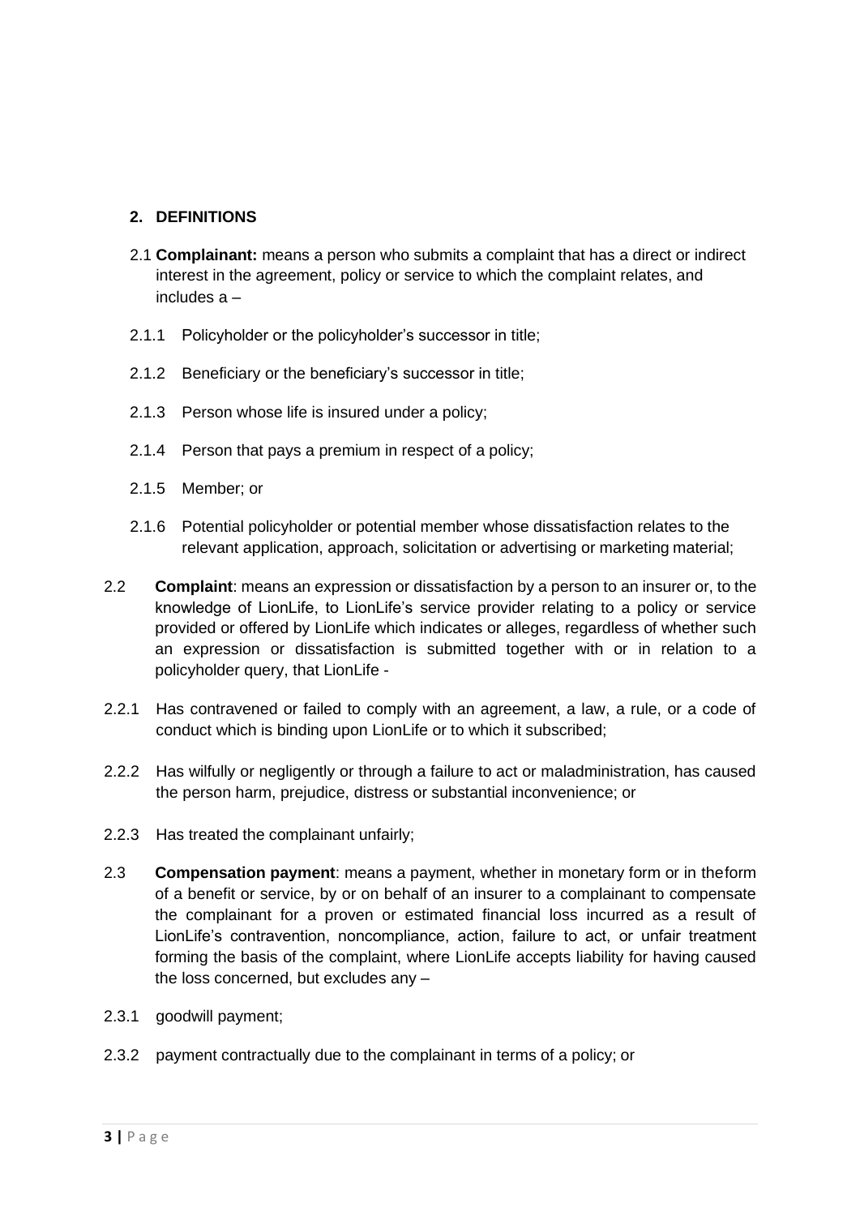## 2. DEFINITIONS

2.1 **Complainant:** means a person who submits a complaint that has a direct or indirect interest in the agreement, policy or service to which the complaint relates, and includes a –

2.1.1 Policyholder or the policyholder's successor in title;

2.1.2 Beneficiary or the beneficiary's successor in title;

2.1.3 Person whose life is insured under a policy;

2.1.4 Person that pays a premium in respect of a policy;

2.1.5 Member; or

2.1.6 Potential policyholder or potential member whose dissatisfaction relates to the relevant application, approach, solicitation or advertising or marketing material;

2.2 **Complaint**: means an expression or dissatisfaction by a person to an insurer or, to the knowledge of LionLife, to LionLife's service provider relating to a policy or service provided or offered by LionLife which indicates or alleges, regardless of whether such an expression or dissatisfaction is submitted together with or in relation to a policyholder query, that LionLife -

2.2.1 Has contravened or failed to comply with an agreement, a law, a rule, or a code of conduct which is binding upon LionLife or to which it subscribed;

2.2.2 Has wilfully or negligently or through a failure to act or maladministration, has caused the person harm, prejudice, distress or substantial inconvenience; or

2.2.3 Has treated the complainant unfairly;

2.3 **Compensation payment**: means a payment, whether in monetary form or in theform of a benefit or service, by or on behalf of an insurer to a complainant to compensate the complainant for a proven or estimated financial loss incurred as a result of LionLife's contravention, noncompliance, action, failure to act, or unfair treatment forming the basis of the complaint, where LionLife accepts liability for having caused the loss concerned, but excludes any –

2.3.1 goodwill payment;

2.3.2 payment contractually due to the complainant in terms of a policy; or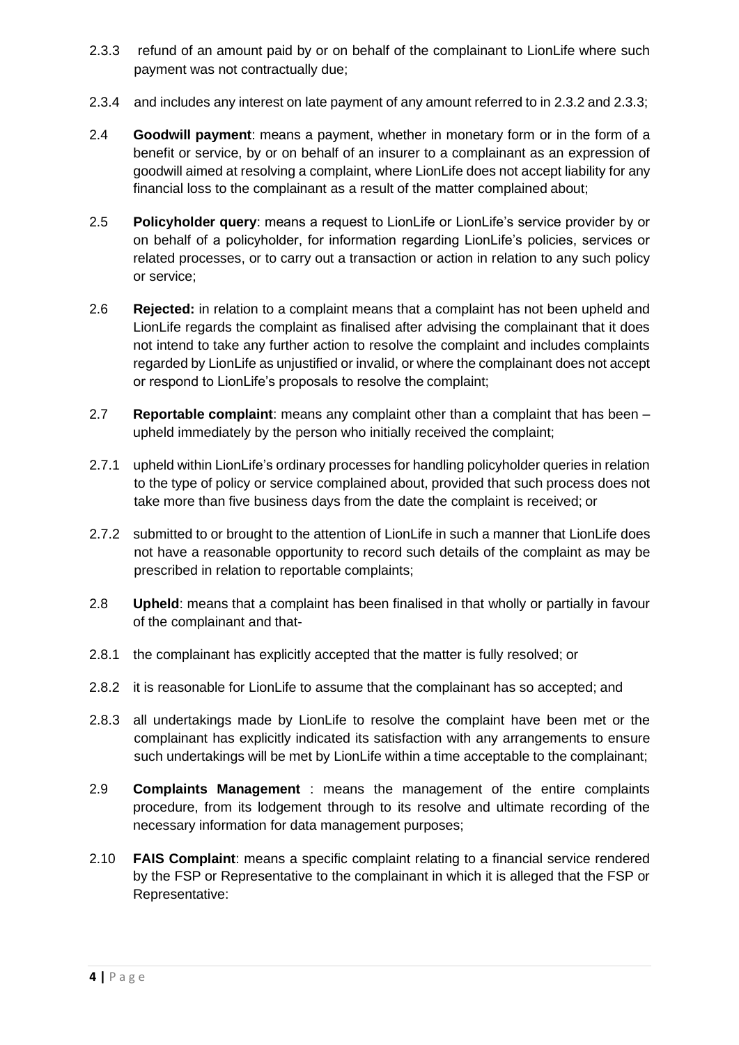2.3.3 refund of an amount paid by or on behalf of the complainant to LionLife where such payment was not contractually due;

2.3.4 and includes any interest on late payment of any amount referred to in 2.3.2 and 2.3.3;

2.4 **Goodwill payment**: means a payment, whether in monetary form or in the form of a benefit or service, by or on behalf of an insurer to a complainant as an expression of goodwill aimed at resolving a complaint, where LionLife does not accept liability for any financial loss to the complainant as a result of the matter complained about;

2.5 **Policyholder query**: means a request to LionLife or LionLife's service provider by or on behalf of a policyholder, for information regarding LionLife's policies, services or related processes, or to carry out a transaction or action in relation to any such policy or service;

2.6 **Rejected:** in relation to a complaint means that a complaint has not been upheld and LionLife regards the complaint as finalised after advising the complainant that it does not intend to take any further action to resolve the complaint and includes complaints regarded by LionLife as unjustified or invalid, or where the complainant does not accept or respond to LionLife's proposals to resolve the complaint;

2.7 **Reportable complaint**: means any complaint other than a complaint that has been – upheld immediately by the person who initially received the complaint;

2.7.1 upheld within LionLife's ordinary processes for handling policyholder queries in relation to the type of policy or service complained about, provided that such process does not take more than five business days from the date the complaint is received; or

2.7.2 submitted to or brought to the attention of LionLife in such a manner that LionLife does not have a reasonable opportunity to record such details of the complaint as may be prescribed in relation to reportable complaints;

2.8 **Upheld**: means that a complaint has been finalised in that wholly or partially in favour of the complainant and that-

2.8.1 the complainant has explicitly accepted that the matter is fully resolved; or

2.8.2 it is reasonable for LionLife to assume that the complainant has so accepted; and

2.8.3 all undertakings made by LionLife to resolve the complaint have been met or the complainant has explicitly indicated its satisfaction with any arrangements to ensure such undertakings will be met by LionLife within a time acceptable to the complainant;

2.9 **Complaints Management** : means the management of the entire complaints procedure, from its lodgement through to its resolve and ultimate recording of the necessary information for data management purposes;

2.10 **FAIS Complaint**: means a specific complaint relating to a financial service rendered by the FSP or Representative to the complainant in which it is alleged that the FSP or Representative: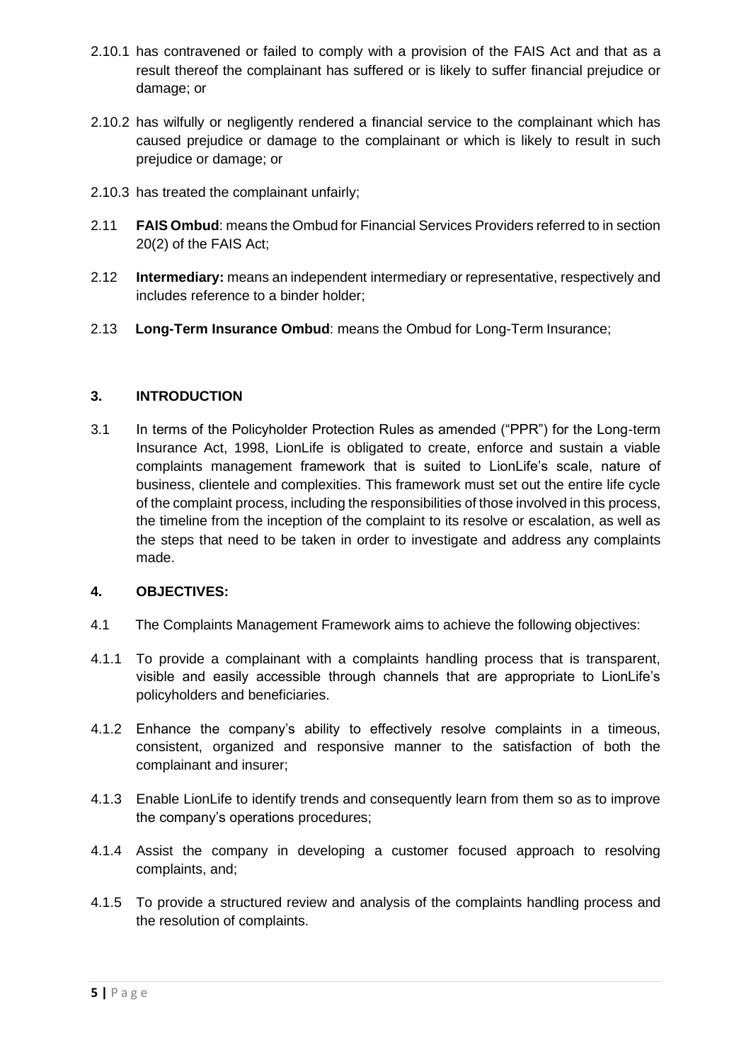2.10.1 has contravened or failed to comply with a provision of the FAIS Act and that as a result thereof the complainant has suffered or is likely to suffer financial prejudice or damage; or

2.10.2 has wilfully or negligently rendered a financial service to the complainant which has caused prejudice or damage to the complainant or which is likely to result in such prejudice or damage; or

2.10.3 has treated the complainant unfairly;

2.11 **FAIS Ombud**: means the Ombud for Financial Services Providers referred to in section 20(2) of the FAIS Act;

2.12 **Intermediary:** means an independent intermediary or representative, respectively and includes reference to a binder holder;

2.13 **Long-Term Insurance Ombud**: means the Ombud for Long-Term Insurance;

## 3. INTRODUCTION

3.1 In terms of the Policyholder Protection Rules as amended ("PPR") for the Long-term Insurance Act, 1998, LionLife is obligated to create, enforce and sustain a viable complaints management framework that is suited to LionLife's scale, nature of business, clientele and complexities. This framework must set out the entire life cycle of the complaint process, including the responsibilities of those involved in this process, the timeline from the inception of the complaint to its resolve or escalation, as well as the steps that need to be taken in order to investigate and address any complaints made.

## 4. OBJECTIVES:

4.1 The Complaints Management Framework aims to achieve the following objectives:

4.1.1 To provide a complainant with a complaints handling process that is transparent, visible and easily accessible through channels that are appropriate to LionLife's policyholders and beneficiaries.

4.1.2 Enhance the company's ability to effectively resolve complaints in a timeous, consistent, organized and responsive manner to the satisfaction of both the complainant and insurer;

4.1.3 Enable LionLife to identify trends and consequently learn from them so as to improve the company's operations procedures;

4.1.4 Assist the company in developing a customer focused approach to resolving complaints, and;

4.1.5 To provide a structured review and analysis of the complaints handling process and the resolution of complaints.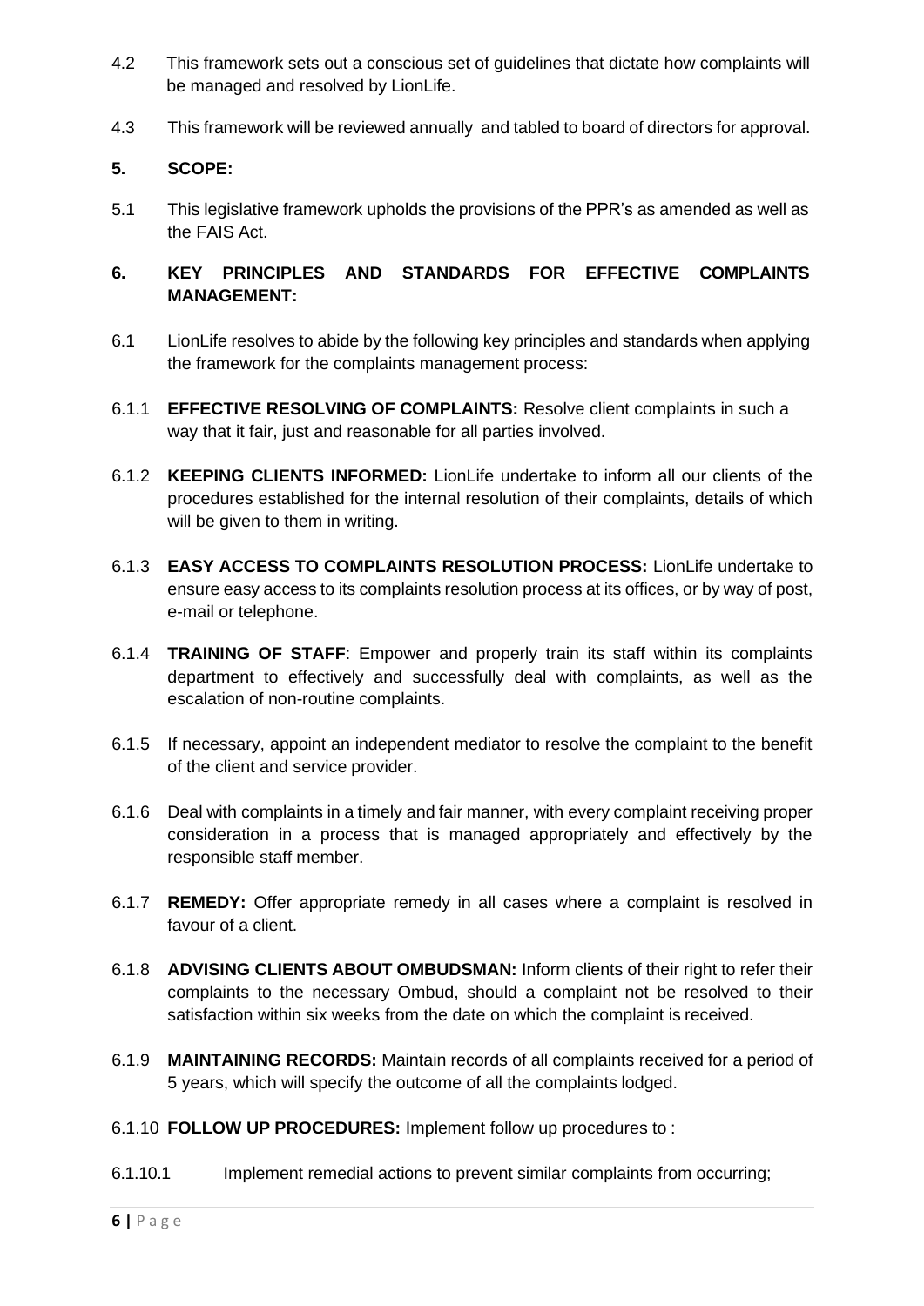4.2 This framework sets out a conscious set of guidelines that dictate how complaints will be managed and resolved by LionLife.

4.3 This framework will be reviewed annually and tabled to board of directors for approval.

## 5. SCOPE:

5.1 This legislative framework upholds the provisions of the PPR's as amended as well as the FAIS Act.

## 6. KEY PRINCIPLES AND STANDARDS FOR EFFECTIVE COMPLAINTS MANAGEMENT:

6.1 LionLife resolves to abide by the following key principles and standards when applying the framework for the complaints management process:

6.1.1 **EFFECTIVE RESOLVING OF COMPLAINTS:** Resolve client complaints in such a way that it fair, just and reasonable for all parties involved.

6.1.2 **KEEPING CLIENTS INFORMED:** LionLife undertake to inform all our clients of the procedures established for the internal resolution of their complaints, details of which will be given to them in writing.

6.1.3 **EASY ACCESS TO COMPLAINTS RESOLUTION PROCESS:** LionLife undertake to ensure easy access to its complaints resolution process at its offices, or by way of post, e-mail or telephone.

6.1.4 **TRAINING OF STAFF**: Empower and properly train its staff within its complaints department to effectively and successfully deal with complaints, as well as the escalation of non-routine complaints.

6.1.5 If necessary, appoint an independent mediator to resolve the complaint to the benefit of the client and service provider.

6.1.6 Deal with complaints in a timely and fair manner, with every complaint receiving proper consideration in a process that is managed appropriately and effectively by the responsible staff member.

6.1.7 **REMEDY:** Offer appropriate remedy in all cases where a complaint is resolved in favour of a client.

6.1.8 **ADVISING CLIENTS ABOUT OMBUDSMAN:** Inform clients of their right to refer their complaints to the necessary Ombud, should a complaint not be resolved to their satisfaction within six weeks from the date on which the complaint is received.

6.1.9 **MAINTAINING RECORDS:** Maintain records of all complaints received for a period of 5 years, which will specify the outcome of all the complaints lodged.

6.1.10 **FOLLOW UP PROCEDURES:** Implement follow up procedures to :

6.1.10.1 Implement remedial actions to prevent similar complaints from occurring;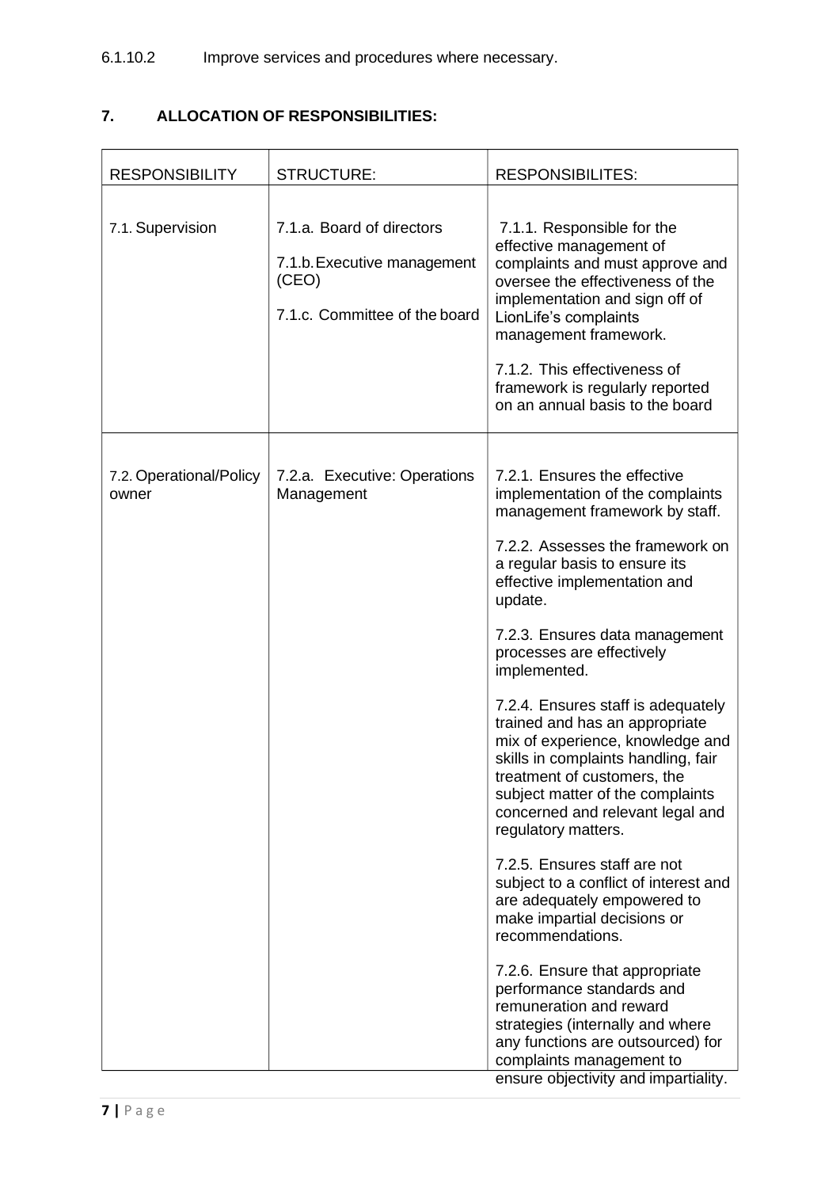6.1.10.2 Improve services and procedures where necessary.

## 7. ALLOCATION OF RESPONSIBILITIES:

| RESPONSIBILITY | STRUCTURE: | RESPONSIBILITES: |
|---|---|---|
| 7.1. Supervision | 7.1.a. Board of directors<br><br>7.1.b. Executive management (CEO)<br><br>7.1.c. Committee of the board | 7.1.1. Responsible for the effective management of complaints and must approve and oversee the effectiveness of the implementation and sign off of LionLife's complaints management framework.<br><br>7.1.2. This effectiveness of framework is regularly reported on an annual basis to the board |
| 7.2. Operational/Policy owner | 7.2.a. Executive: Operations Management | 7.2.1. Ensures the effective implementation of the complaints management framework by staff.<br><br>7.2.2. Assesses the framework on a regular basis to ensure its effective implementation and update.<br><br>7.2.3. Ensures data management processes are effectively implemented.<br><br>7.2.4. Ensures staff is adequately trained and has an appropriate mix of experience, knowledge and skills in complaints handling, fair treatment of customers, the subject matter of the complaints concerned and relevant legal and regulatory matters.<br><br>7.2.5. Ensures staff are not subject to a conflict of interest and are adequately empowered to make impartial decisions or recommendations.<br><br>7.2.6. Ensure that appropriate performance standards and remuneration and reward strategies (internally and where any functions are outsourced) for complaints management to ensure objectivity and impartiality. |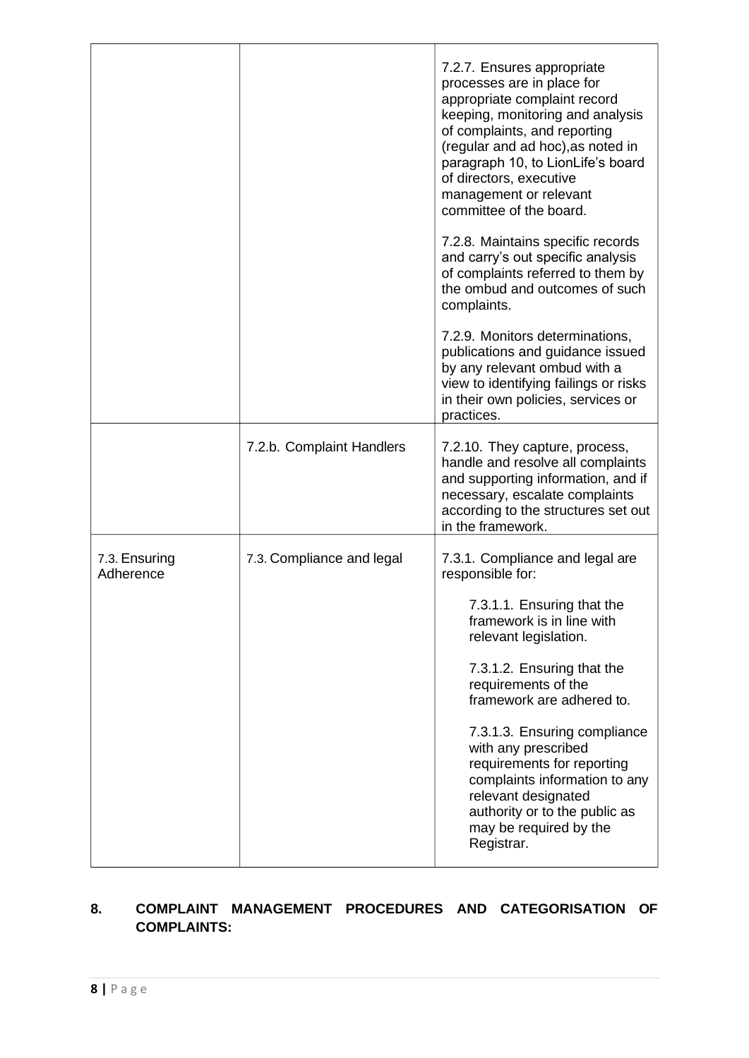| | | |
|---|---|---|
| | | 7.2.7. Ensures appropriate processes are in place for appropriate complaint record keeping, monitoring and analysis of complaints, and reporting (regular and ad hoc),as noted in paragraph 10, to LionLife's board of directors, executive management or relevant committee of the board.<br><br>7.2.8. Maintains specific records and carry's out specific analysis of complaints referred to them by the ombud and outcomes of such complaints.<br><br>7.2.9. Monitors determinations, publications and guidance issued by any relevant ombud with a view to identifying failings or risks in their own policies, services or practices. |
| | 7.2.b. Complaint Handlers | 7.2.10. They capture, process, handle and resolve all complaints and supporting information, and if necessary, escalate complaints according to the structures set out in the framework. |
| 7.3. Ensuring Adherence | 7.3. Compliance and legal | 7.3.1. Compliance and legal are responsible for:<br><br>7.3.1.1. Ensuring that the framework is in line with relevant legislation.<br><br>7.3.1.2. Ensuring that the requirements of the framework are adhered to.<br><br>7.3.1.3. Ensuring compliance with any prescribed requirements for reporting complaints information to any relevant designated authority or to the public as may be required by the Registrar. |

## 8. COMPLAINT MANAGEMENT PROCEDURES AND CATEGORISATION OF COMPLAINTS: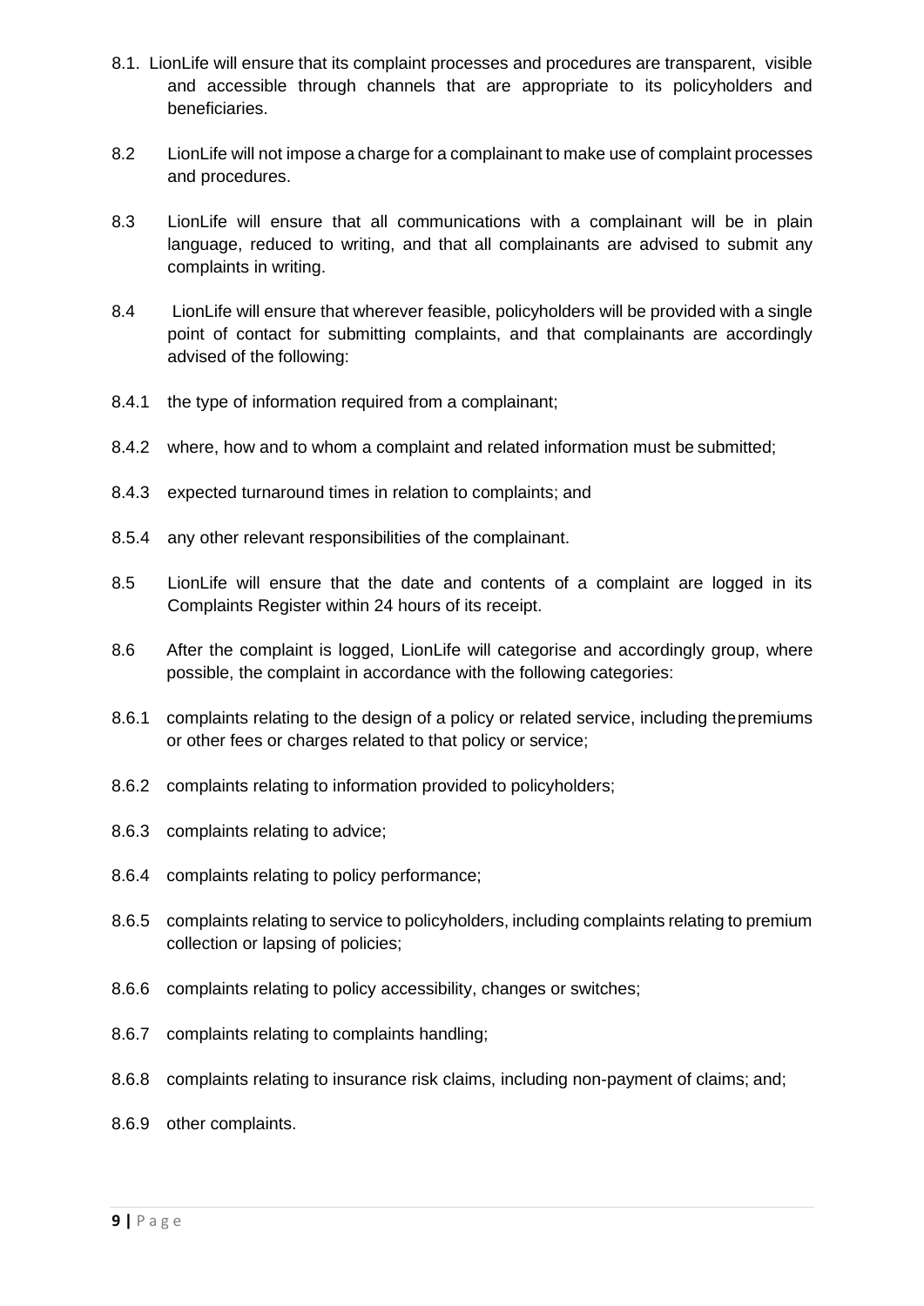8.1. LionLife will ensure that its complaint processes and procedures are transparent, visible and accessible through channels that are appropriate to its policyholders and beneficiaries.

8.2 LionLife will not impose a charge for a complainant to make use of complaint processes and procedures.

8.3 LionLife will ensure that all communications with a complainant will be in plain language, reduced to writing, and that all complainants are advised to submit any complaints in writing.

8.4 LionLife will ensure that wherever feasible, policyholders will be provided with a single point of contact for submitting complaints, and that complainants are accordingly advised of the following:

8.4.1 the type of information required from a complainant;

8.4.2 where, how and to whom a complaint and related information must be submitted;

8.4.3 expected turnaround times in relation to complaints; and

8.5.4 any other relevant responsibilities of the complainant.

8.5 LionLife will ensure that the date and contents of a complaint are logged in its Complaints Register within 24 hours of its receipt.

8.6 After the complaint is logged, LionLife will categorise and accordingly group, where possible, the complaint in accordance with the following categories:

8.6.1 complaints relating to the design of a policy or related service, including the premiums or other fees or charges related to that policy or service;

8.6.2 complaints relating to information provided to policyholders;

8.6.3 complaints relating to advice;

8.6.4 complaints relating to policy performance;

8.6.5 complaints relating to service to policyholders, including complaints relating to premium collection or lapsing of policies;

8.6.6 complaints relating to policy accessibility, changes or switches;

8.6.7 complaints relating to complaints handling;

8.6.8 complaints relating to insurance risk claims, including non-payment of claims; and;

8.6.9 other complaints.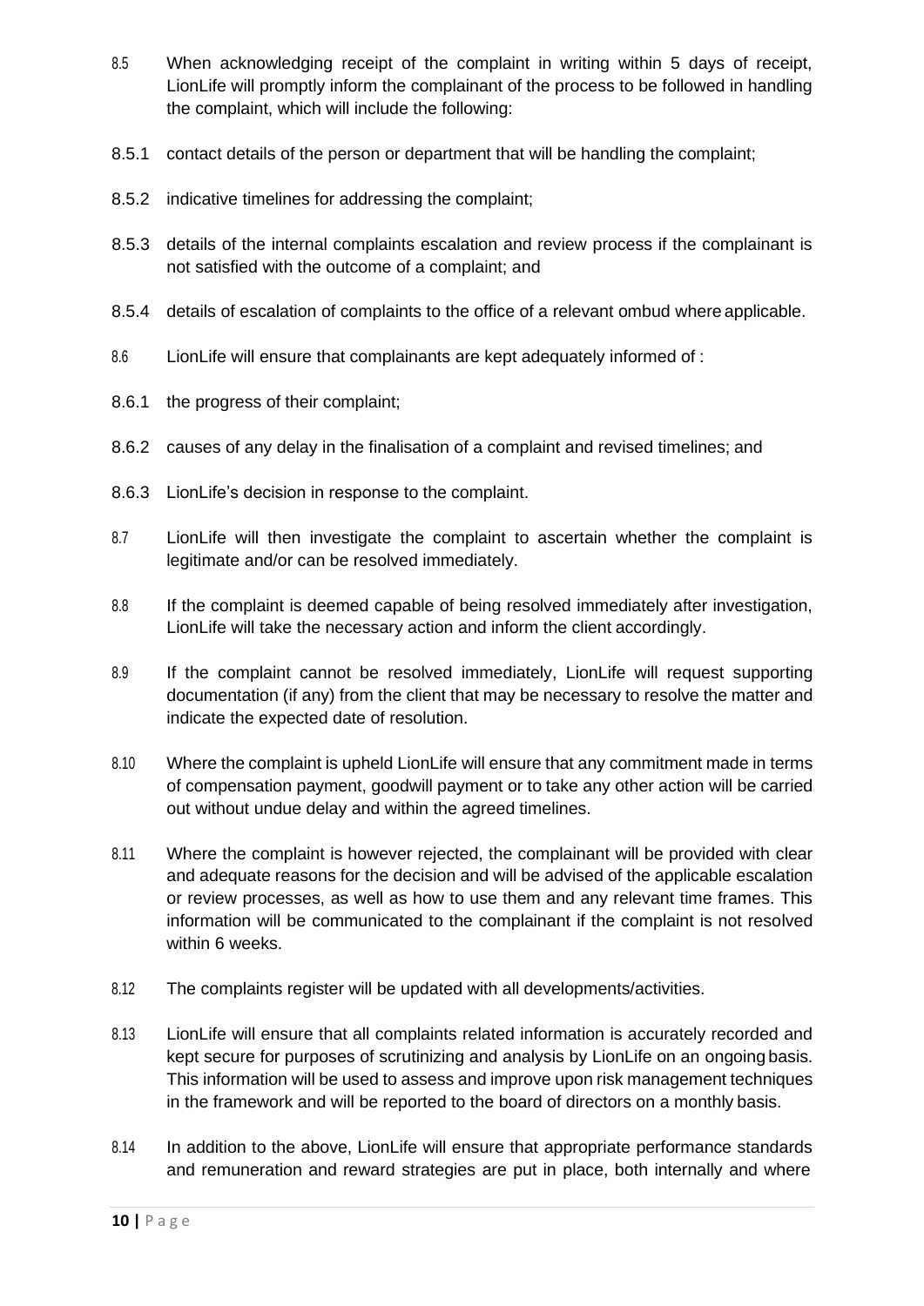8.5 When acknowledging receipt of the complaint in writing within 5 days of receipt, LionLife will promptly inform the complainant of the process to be followed in handling the complaint, which will include the following:

8.5.1 contact details of the person or department that will be handling the complaint;

8.5.2 indicative timelines for addressing the complaint;

8.5.3 details of the internal complaints escalation and review process if the complainant is not satisfied with the outcome of a complaint; and

8.5.4 details of escalation of complaints to the office of a relevant ombud where applicable.

8.6 LionLife will ensure that complainants are kept adequately informed of :

8.6.1 the progress of their complaint;

8.6.2 causes of any delay in the finalisation of a complaint and revised timelines; and

8.6.3 LionLife's decision in response to the complaint.

8.7 LionLife will then investigate the complaint to ascertain whether the complaint is legitimate and/or can be resolved immediately.

8.8 If the complaint is deemed capable of being resolved immediately after investigation, LionLife will take the necessary action and inform the client accordingly.

8.9 If the complaint cannot be resolved immediately, LionLife will request supporting documentation (if any) from the client that may be necessary to resolve the matter and indicate the expected date of resolution.

8.10 Where the complaint is upheld LionLife will ensure that any commitment made in terms of compensation payment, goodwill payment or to take any other action will be carried out without undue delay and within the agreed timelines.

8.11 Where the complaint is however rejected, the complainant will be provided with clear and adequate reasons for the decision and will be advised of the applicable escalation or review processes, as well as how to use them and any relevant time frames. This information will be communicated to the complainant if the complaint is not resolved within 6 weeks.

8.12 The complaints register will be updated with all developments/activities.

8.13 LionLife will ensure that all complaints related information is accurately recorded and kept secure for purposes of scrutinizing and analysis by LionLife on an ongoing basis. This information will be used to assess and improve upon risk management techniques in the framework and will be reported to the board of directors on a monthly basis.

8.14 In addition to the above, LionLife will ensure that appropriate performance standards and remuneration and reward strategies are put in place, both internally and where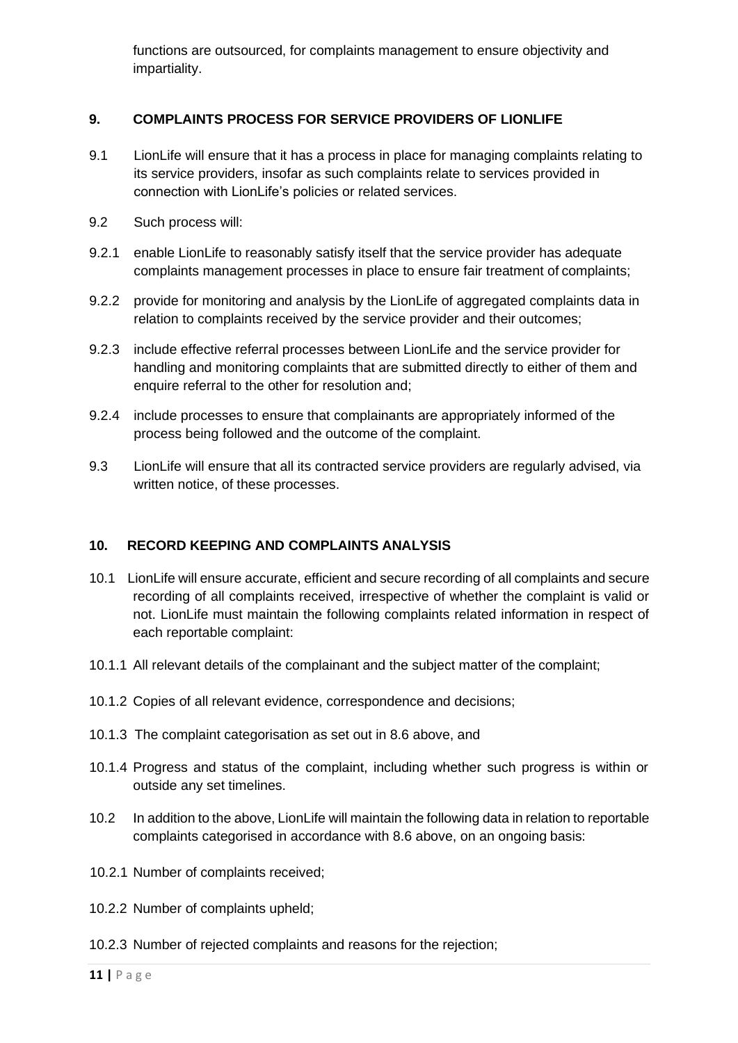functions are outsourced, for complaints management to ensure objectivity and impartiality.

## 9. COMPLAINTS PROCESS FOR SERVICE PROVIDERS OF LIONLIFE

9.1 LionLife will ensure that it has a process in place for managing complaints relating to its service providers, insofar as such complaints relate to services provided in connection with LionLife's policies or related services.

9.2 Such process will:

9.2.1 enable LionLife to reasonably satisfy itself that the service provider has adequate complaints management processes in place to ensure fair treatment of complaints;

9.2.2 provide for monitoring and analysis by the LionLife of aggregated complaints data in relation to complaints received by the service provider and their outcomes;

9.2.3 include effective referral processes between LionLife and the service provider for handling and monitoring complaints that are submitted directly to either of them and enquire referral to the other for resolution and;

9.2.4 include processes to ensure that complainants are appropriately informed of the process being followed and the outcome of the complaint.

9.3 LionLife will ensure that all its contracted service providers are regularly advised, via written notice, of these processes.

## 10. RECORD KEEPING AND COMPLAINTS ANALYSIS

10.1 LionLife will ensure accurate, efficient and secure recording of all complaints and secure recording of all complaints received, irrespective of whether the complaint is valid or not. LionLife must maintain the following complaints related information in respect of each reportable complaint:

10.1.1 All relevant details of the complainant and the subject matter of the complaint;

10.1.2 Copies of all relevant evidence, correspondence and decisions;

10.1.3 The complaint categorisation as set out in 8.6 above, and

10.1.4 Progress and status of the complaint, including whether such progress is within or outside any set timelines.

10.2 In addition to the above, LionLife will maintain the following data in relation to reportable complaints categorised in accordance with 8.6 above, on an ongoing basis:

10.2.1 Number of complaints received;

10.2.2 Number of complaints upheld;

10.2.3 Number of rejected complaints and reasons for the rejection;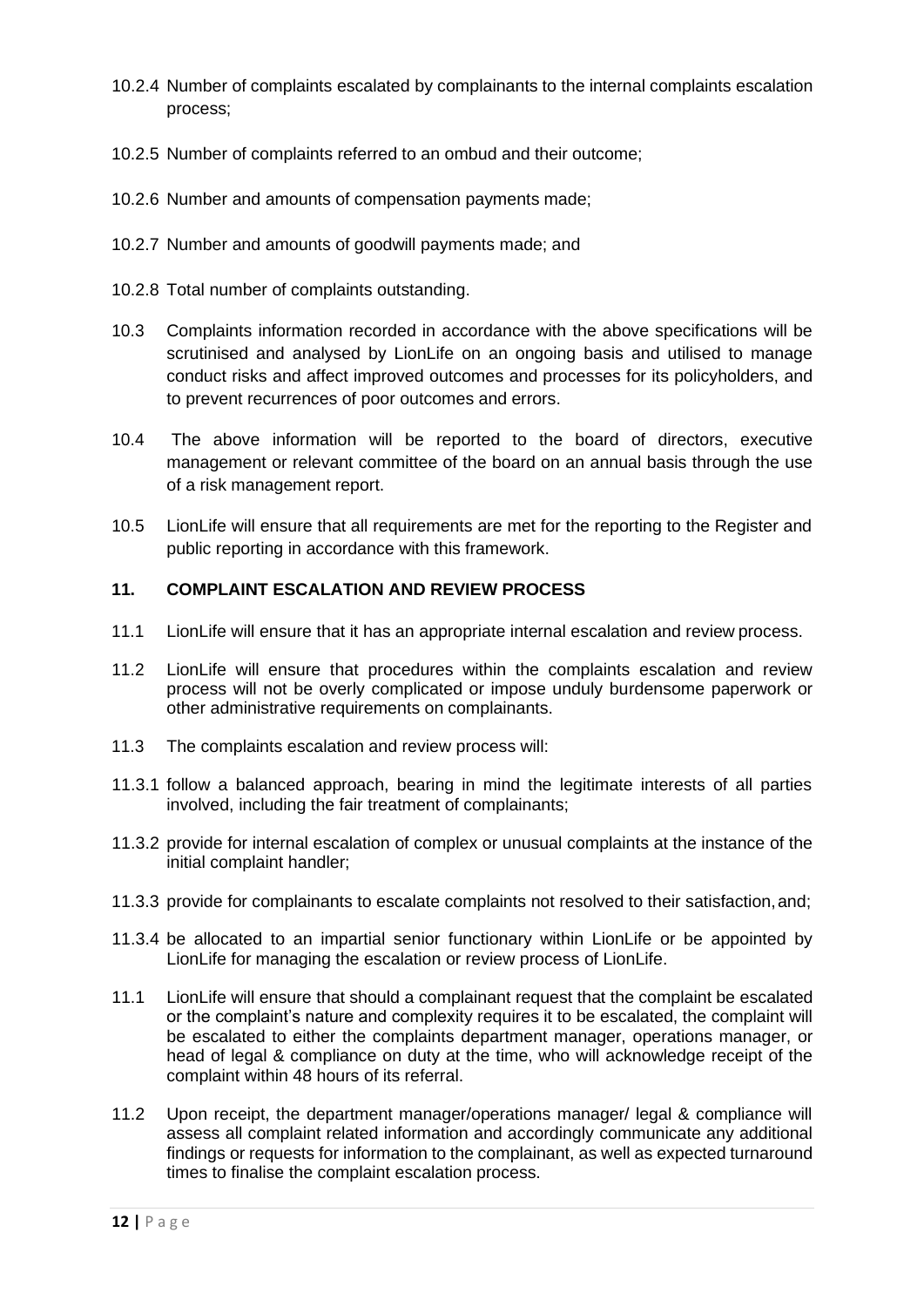10.2.4 Number of complaints escalated by complainants to the internal complaints escalation process;

10.2.5 Number of complaints referred to an ombud and their outcome;

10.2.6 Number and amounts of compensation payments made;

10.2.7 Number and amounts of goodwill payments made; and

10.2.8 Total number of complaints outstanding.

10.3 Complaints information recorded in accordance with the above specifications will be scrutinised and analysed by LionLife on an ongoing basis and utilised to manage conduct risks and affect improved outcomes and processes for its policyholders, and to prevent recurrences of poor outcomes and errors.

10.4 The above information will be reported to the board of directors, executive management or relevant committee of the board on an annual basis through the use of a risk management report.

10.5 LionLife will ensure that all requirements are met for the reporting to the Register and public reporting in accordance with this framework.

### 11. COMPLAINT ESCALATION AND REVIEW PROCESS

11.1 LionLife will ensure that it has an appropriate internal escalation and review process.

11.2 LionLife will ensure that procedures within the complaints escalation and review process will not be overly complicated or impose unduly burdensome paperwork or other administrative requirements on complainants.

11.3 The complaints escalation and review process will:

11.3.1 follow a balanced approach, bearing in mind the legitimate interests of all parties involved, including the fair treatment of complainants;

11.3.2 provide for internal escalation of complex or unusual complaints at the instance of the initial complaint handler;

11.3.3 provide for complainants to escalate complaints not resolved to their satisfaction, and;

11.3.4 be allocated to an impartial senior functionary within LionLife or be appointed by LionLife for managing the escalation or review process of LionLife.

11.1 LionLife will ensure that should a complainant request that the complaint be escalated or the complaint's nature and complexity requires it to be escalated, the complaint will be escalated to either the complaints department manager, operations manager, or head of legal & compliance on duty at the time, who will acknowledge receipt of the complaint within 48 hours of its referral.

11.2 Upon receipt, the department manager/operations manager/ legal & compliance will assess all complaint related information and accordingly communicate any additional findings or requests for information to the complainant, as well as expected turnaround times to finalise the complaint escalation process.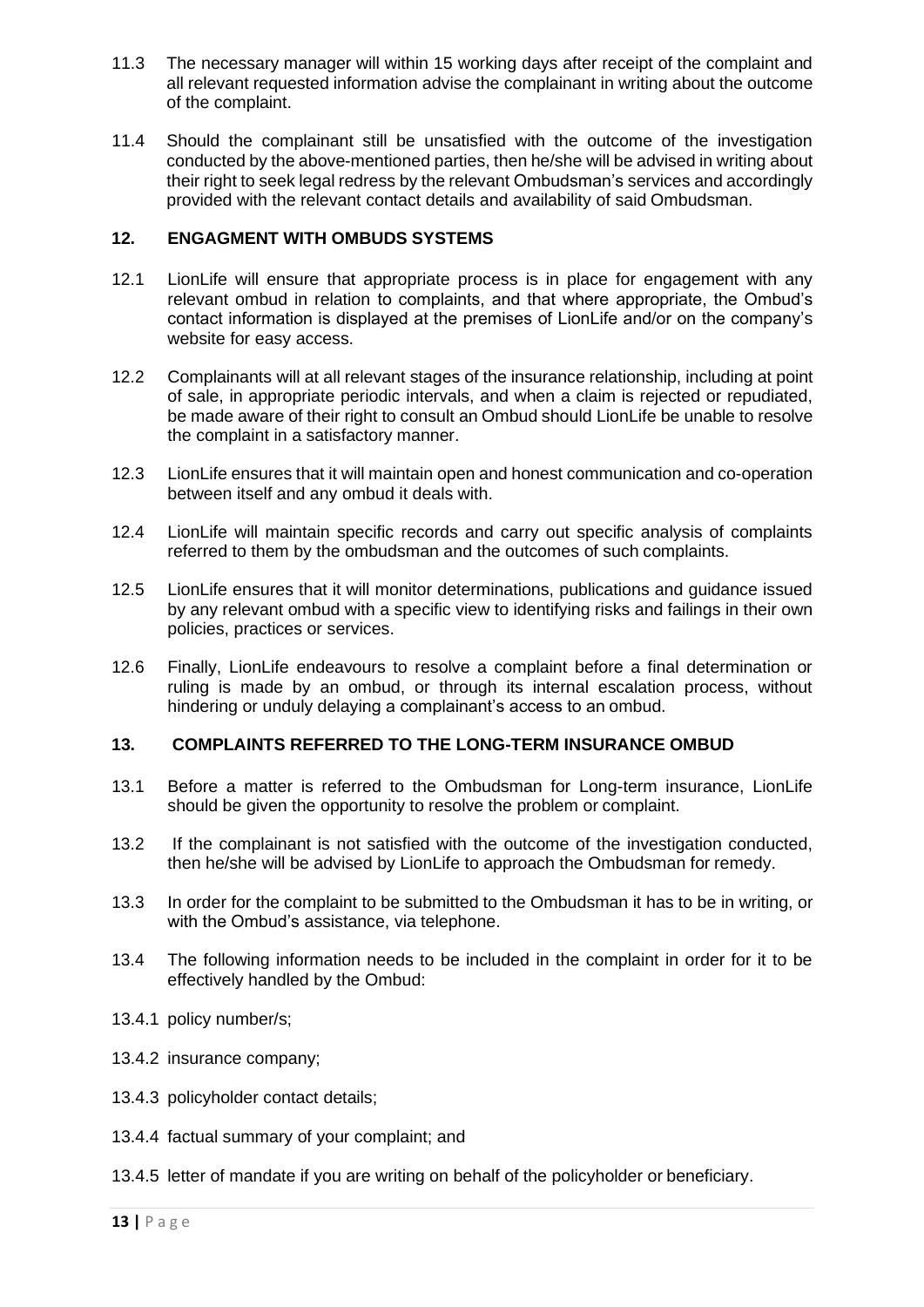11.3 The necessary manager will within 15 working days after receipt of the complaint and all relevant requested information advise the complainant in writing about the outcome of the complaint.

11.4 Should the complainant still be unsatisfied with the outcome of the investigation conducted by the above-mentioned parties, then he/she will be advised in writing about their right to seek legal redress by the relevant Ombudsman's services and accordingly provided with the relevant contact details and availability of said Ombudsman.

## 12. ENGAGMENT WITH OMBUDS SYSTEMS

12.1 LionLife will ensure that appropriate process is in place for engagement with any relevant ombud in relation to complaints, and that where appropriate, the Ombud's contact information is displayed at the premises of LionLife and/or on the company's website for easy access.

12.2 Complainants will at all relevant stages of the insurance relationship, including at point of sale, in appropriate periodic intervals, and when a claim is rejected or repudiated, be made aware of their right to consult an Ombud should LionLife be unable to resolve the complaint in a satisfactory manner.

12.3 LionLife ensures that it will maintain open and honest communication and co-operation between itself and any ombud it deals with.

12.4 LionLife will maintain specific records and carry out specific analysis of complaints referred to them by the ombudsman and the outcomes of such complaints.

12.5 LionLife ensures that it will monitor determinations, publications and guidance issued by any relevant ombud with a specific view to identifying risks and failings in their own policies, practices or services.

12.6 Finally, LionLife endeavours to resolve a complaint before a final determination or ruling is made by an ombud, or through its internal escalation process, without hindering or unduly delaying a complainant's access to an ombud.

## 13. COMPLAINTS REFERRED TO THE LONG-TERM INSURANCE OMBUD

13.1 Before a matter is referred to the Ombudsman for Long-term insurance, LionLife should be given the opportunity to resolve the problem or complaint.

13.2 If the complainant is not satisfied with the outcome of the investigation conducted, then he/she will be advised by LionLife to approach the Ombudsman for remedy.

13.3 In order for the complaint to be submitted to the Ombudsman it has to be in writing, or with the Ombud's assistance, via telephone.

13.4 The following information needs to be included in the complaint in order for it to be effectively handled by the Ombud:

13.4.1 policy number/s;

13.4.2 insurance company;

13.4.3 policyholder contact details;

13.4.4 factual summary of your complaint; and

13.4.5 letter of mandate if you are writing on behalf of the policyholder or beneficiary.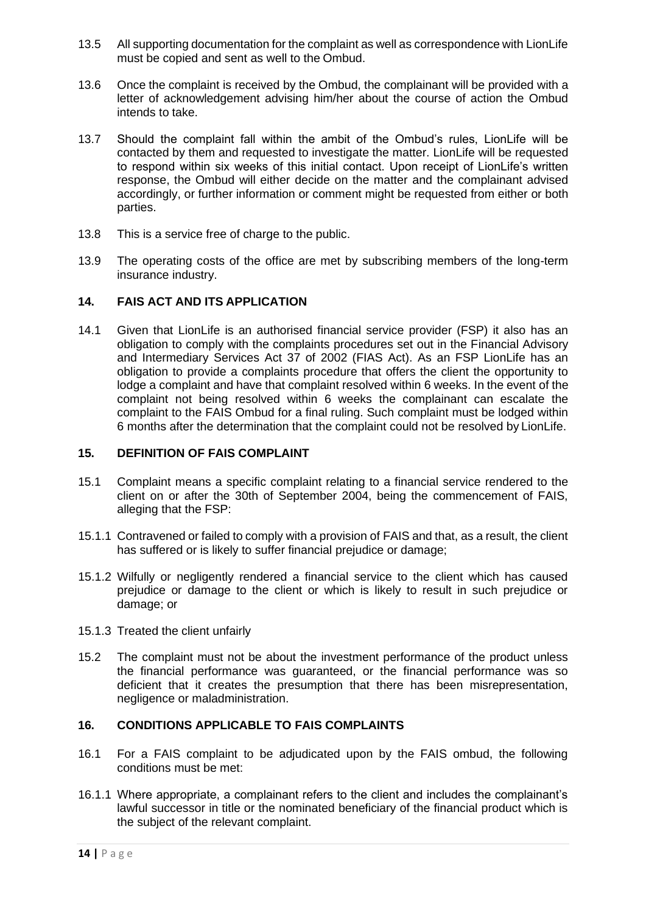13.5 All supporting documentation for the complaint as well as correspondence with LionLife must be copied and sent as well to the Ombud.

13.6 Once the complaint is received by the Ombud, the complainant will be provided with a letter of acknowledgement advising him/her about the course of action the Ombud intends to take.

13.7 Should the complaint fall within the ambit of the Ombud's rules, LionLife will be contacted by them and requested to investigate the matter. LionLife will be requested to respond within six weeks of this initial contact. Upon receipt of LionLife's written response, the Ombud will either decide on the matter and the complainant advised accordingly, or further information or comment might be requested from either or both parties.

13.8 This is a service free of charge to the public.

13.9 The operating costs of the office are met by subscribing members of the long-term insurance industry.

## 14. FAIS ACT AND ITS APPLICATION

14.1 Given that LionLife is an authorised financial service provider (FSP) it also has an obligation to comply with the complaints procedures set out in the Financial Advisory and Intermediary Services Act 37 of 2002 (FIAS Act). As an FSP LionLife has an obligation to provide a complaints procedure that offers the client the opportunity to lodge a complaint and have that complaint resolved within 6 weeks. In the event of the complaint not being resolved within 6 weeks the complainant can escalate the complaint to the FAIS Ombud for a final ruling. Such complaint must be lodged within 6 months after the determination that the complaint could not be resolved by LionLife.

## 15. DEFINITION OF FAIS COMPLAINT

15.1 Complaint means a specific complaint relating to a financial service rendered to the client on or after the 30th of September 2004, being the commencement of FAIS, alleging that the FSP:

15.1.1 Contravened or failed to comply with a provision of FAIS and that, as a result, the client has suffered or is likely to suffer financial prejudice or damage;

15.1.2 Wilfully or negligently rendered a financial service to the client which has caused prejudice or damage to the client or which is likely to result in such prejudice or damage; or

15.1.3 Treated the client unfairly

15.2 The complaint must not be about the investment performance of the product unless the financial performance was guaranteed, or the financial performance was so deficient that it creates the presumption that there has been misrepresentation, negligence or maladministration.

## 16. CONDITIONS APPLICABLE TO FAIS COMPLAINTS

16.1 For a FAIS complaint to be adjudicated upon by the FAIS ombud, the following conditions must be met:

16.1.1 Where appropriate, a complainant refers to the client and includes the complainant's lawful successor in title or the nominated beneficiary of the financial product which is the subject of the relevant complaint.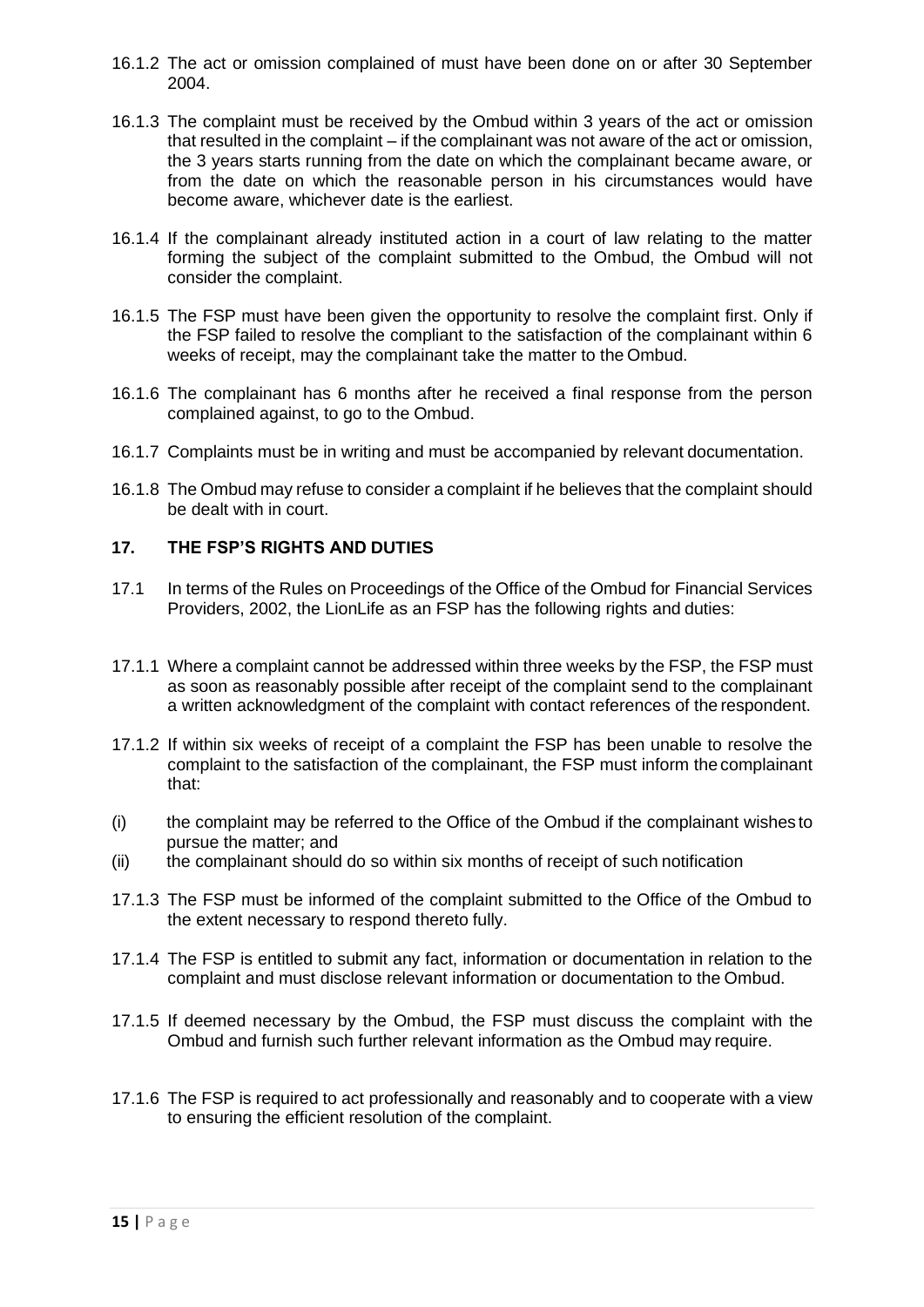16.1.2 The act or omission complained of must have been done on or after 30 September 2004.

16.1.3 The complaint must be received by the Ombud within 3 years of the act or omission that resulted in the complaint – if the complainant was not aware of the act or omission, the 3 years starts running from the date on which the complainant became aware, or from the date on which the reasonable person in his circumstances would have become aware, whichever date is the earliest.

16.1.4 If the complainant already instituted action in a court of law relating to the matter forming the subject of the complaint submitted to the Ombud, the Ombud will not consider the complaint.

16.1.5 The FSP must have been given the opportunity to resolve the complaint first. Only if the FSP failed to resolve the compliant to the satisfaction of the complainant within 6 weeks of receipt, may the complainant take the matter to the Ombud.

16.1.6 The complainant has 6 months after he received a final response from the person complained against, to go to the Ombud.

16.1.7 Complaints must be in writing and must be accompanied by relevant documentation.

16.1.8 The Ombud may refuse to consider a complaint if he believes that the complaint should be dealt with in court.

## 17. THE FSP'S RIGHTS AND DUTIES

17.1 In terms of the Rules on Proceedings of the Office of the Ombud for Financial Services Providers, 2002, the LionLife as an FSP has the following rights and duties:

17.1.1 Where a complaint cannot be addressed within three weeks by the FSP, the FSP must as soon as reasonably possible after receipt of the complaint send to the complainant a written acknowledgment of the complaint with contact references of the respondent.

17.1.2 If within six weeks of receipt of a complaint the FSP has been unable to resolve the complaint to the satisfaction of the complainant, the FSP must inform the complainant that:

(i) the complaint may be referred to the Office of the Ombud if the complainant wishes to pursue the matter; and
(ii) the complainant should do so within six months of receipt of such notification

17.1.3 The FSP must be informed of the complaint submitted to the Office of the Ombud to the extent necessary to respond thereto fully.

17.1.4 The FSP is entitled to submit any fact, information or documentation in relation to the complaint and must disclose relevant information or documentation to the Ombud.

17.1.5 If deemed necessary by the Ombud, the FSP must discuss the complaint with the Ombud and furnish such further relevant information as the Ombud may require.

17.1.6 The FSP is required to act professionally and reasonably and to cooperate with a view to ensuring the efficient resolution of the complaint.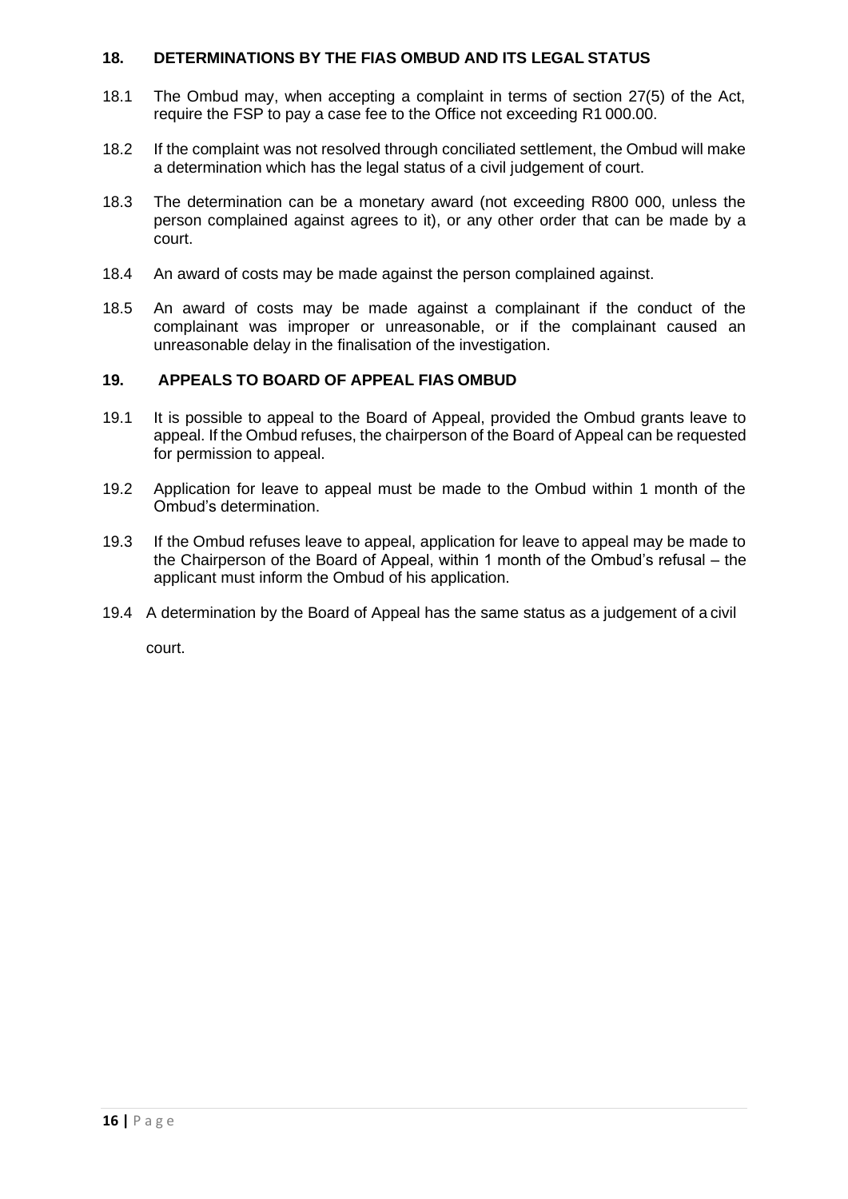## 18. DETERMINATIONS BY THE FIAS OMBUD AND ITS LEGAL STATUS

18.1 The Ombud may, when accepting a complaint in terms of section 27(5) of the Act, require the FSP to pay a case fee to the Office not exceeding R1 000.00.

18.2 If the complaint was not resolved through conciliated settlement, the Ombud will make a determination which has the legal status of a civil judgement of court.

18.3 The determination can be a monetary award (not exceeding R800 000, unless the person complained against agrees to it), or any other order that can be made by a court.

18.4 An award of costs may be made against the person complained against.

18.5 An award of costs may be made against a complainant if the conduct of the complainant was improper or unreasonable, or if the complainant caused an unreasonable delay in the finalisation of the investigation.

## 19. APPEALS TO BOARD OF APPEAL FIAS OMBUD

19.1 It is possible to appeal to the Board of Appeal, provided the Ombud grants leave to appeal. If the Ombud refuses, the chairperson of the Board of Appeal can be requested for permission to appeal.

19.2 Application for leave to appeal must be made to the Ombud within 1 month of the Ombud's determination.

19.3 If the Ombud refuses leave to appeal, application for leave to appeal may be made to the Chairperson of the Board of Appeal, within 1 month of the Ombud's refusal – the applicant must inform the Ombud of his application.

19.4 A determination by the Board of Appeal has the same status as a judgement of a civil court.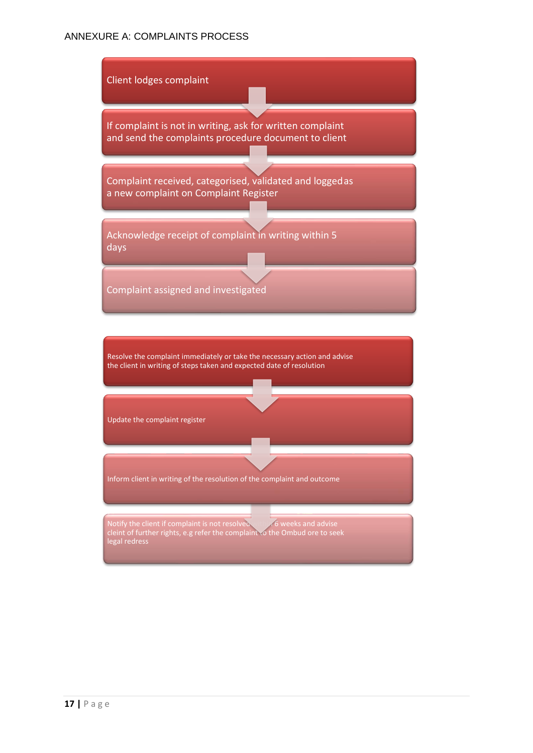## ANNEXURE A: COMPLAINTS PROCESS

1. Client lodges complaint
2. If complaint is not in writing, ask for written complaint and send the complaints procedure document to client
3. Complaint received, categorised, validated and logged as a new complaint on Complaint Register
4. Acknowledge receipt of complaint in writing within 5 days
5. Complaint assigned and investigated

1. Resolve the complaint immediately or take the necessary action and advise the client in writing of steps taken and expected date of resolution
2. Update the complaint register
3. Inform client in writing of the resolution of the complaint and outcome
4. Notify the client if complaint is not resolved within 6 weeks and advise cleint of further rights, e.g refer the complaint to the Ombud ore to seek legal redress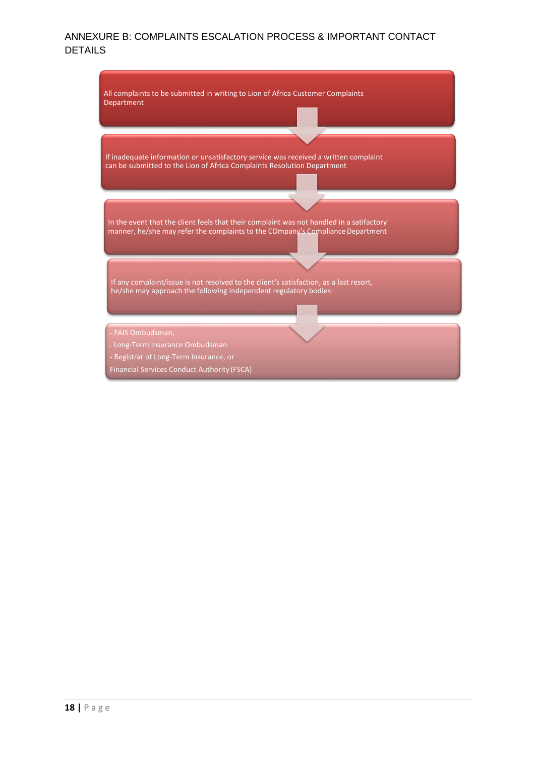# ANNEXURE B: COMPLAINTS ESCALATION PROCESS & IMPORTANT CONTACT DETAILS

All complaints to be submitted in writing to Lion of Africa Customer Complaints Department

If inadequate information or unsatisfactory service was received a written complaint can be submitted to the Lion of Africa Complaints Resolution Department

In the event that the client feels that their complaint was not handled in a satifactory manner, he/she may refer the complaints to the COmpany's Compliance Department

If any complaint/issue is not resolved to the client's satisfaction, as a last resort, he/she may approach the following independent regulatory bodies:

- FAIS Ombudsman,
. Long-Term Insurance Ombudsman
- Registrar of Long-Term Insurance, or
Financial Services Conduct Authority (FSCA)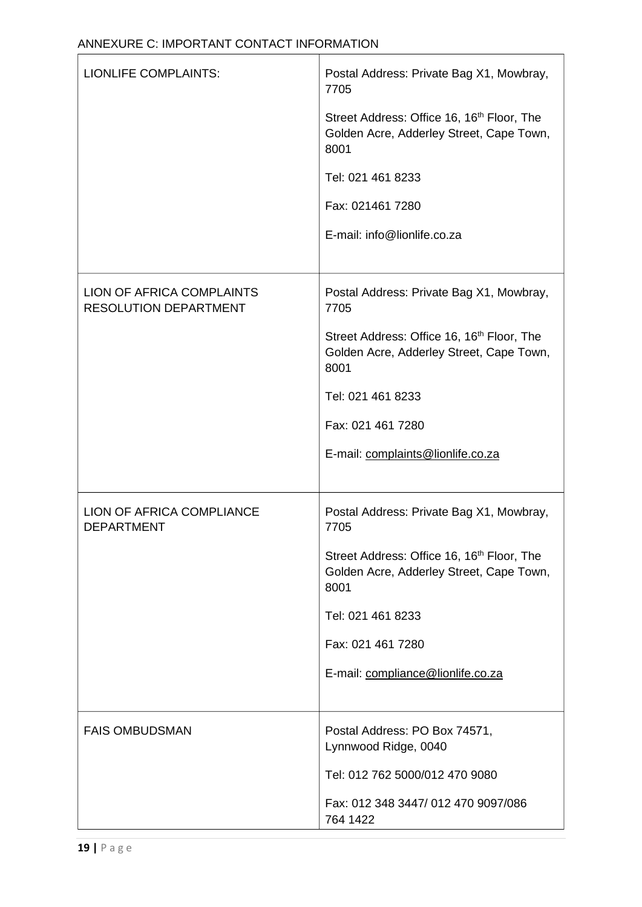ANNEXURE C: IMPORTANT CONTACT INFORMATION

| | |
|---|---|
| LIONLIFE COMPLAINTS: | Postal Address: Private Bag X1, Mowbray, 7705<br><br>Street Address: Office 16, 16th Floor, The Golden Acre, Adderley Street, Cape Town, 8001<br><br>Tel: 021 461 8233<br><br>Fax: 021461 7280<br><br>E-mail: info@lionlife.co.za |
| LION OF AFRICA COMPLAINTS RESOLUTION DEPARTMENT | Postal Address: Private Bag X1, Mowbray, 7705<br><br>Street Address: Office 16, 16th Floor, The Golden Acre, Adderley Street, Cape Town, 8001<br><br>Tel: 021 461 8233<br><br>Fax: 021 461 7280<br><br>E-mail: complaints@lionlife.co.za |
| LION OF AFRICA COMPLIANCE DEPARTMENT | Postal Address: Private Bag X1, Mowbray, 7705<br><br>Street Address: Office 16, 16th Floor, The Golden Acre, Adderley Street, Cape Town, 8001<br><br>Tel: 021 461 8233<br><br>Fax: 021 461 7280<br><br>E-mail: compliance@lionlife.co.za |
| FAIS OMBUDSMAN | Postal Address: PO Box 74571, Lynnwood Ridge, 0040<br><br>Tel: 012 762 5000/012 470 9080<br><br>Fax: 012 348 3447/ 012 470 9097/086 764 1422 |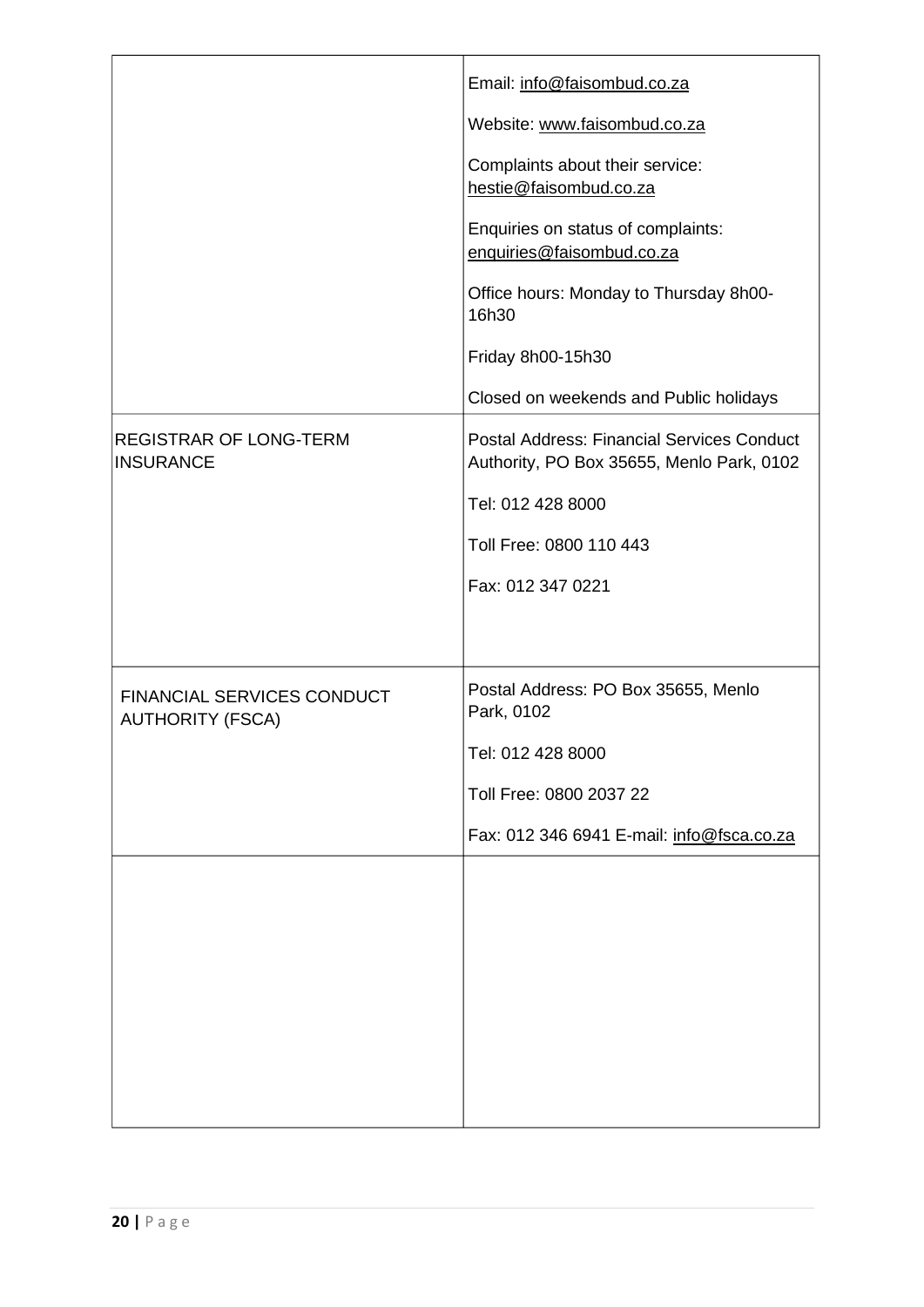| | |
|---|---|
| | Email: info@faisombud.co.za<br><br>Website: www.faisombud.co.za<br><br>Complaints about their service: hestie@faisombud.co.za<br><br>Enquiries on status of complaints: enquiries@faisombud.co.za<br><br>Office hours: Monday to Thursday 8h00-16h30<br><br>Friday 8h00-15h30<br><br>Closed on weekends and Public holidays |
| REGISTRAR OF LONG-TERM INSURANCE | Postal Address: Financial Services Conduct Authority, PO Box 35655, Menlo Park, 0102<br><br>Tel: 012 428 8000<br><br>Toll Free: 0800 110 443<br><br>Fax: 012 347 0221 |
| FINANCIAL SERVICES CONDUCT AUTHORITY (FSCA) | Postal Address: PO Box 35655, Menlo Park, 0102<br><br>Tel: 012 428 8000<br><br>Toll Free: 0800 2037 22<br><br>Fax: 012 346 6941 E-mail: info@fsca.co.za |
| | |